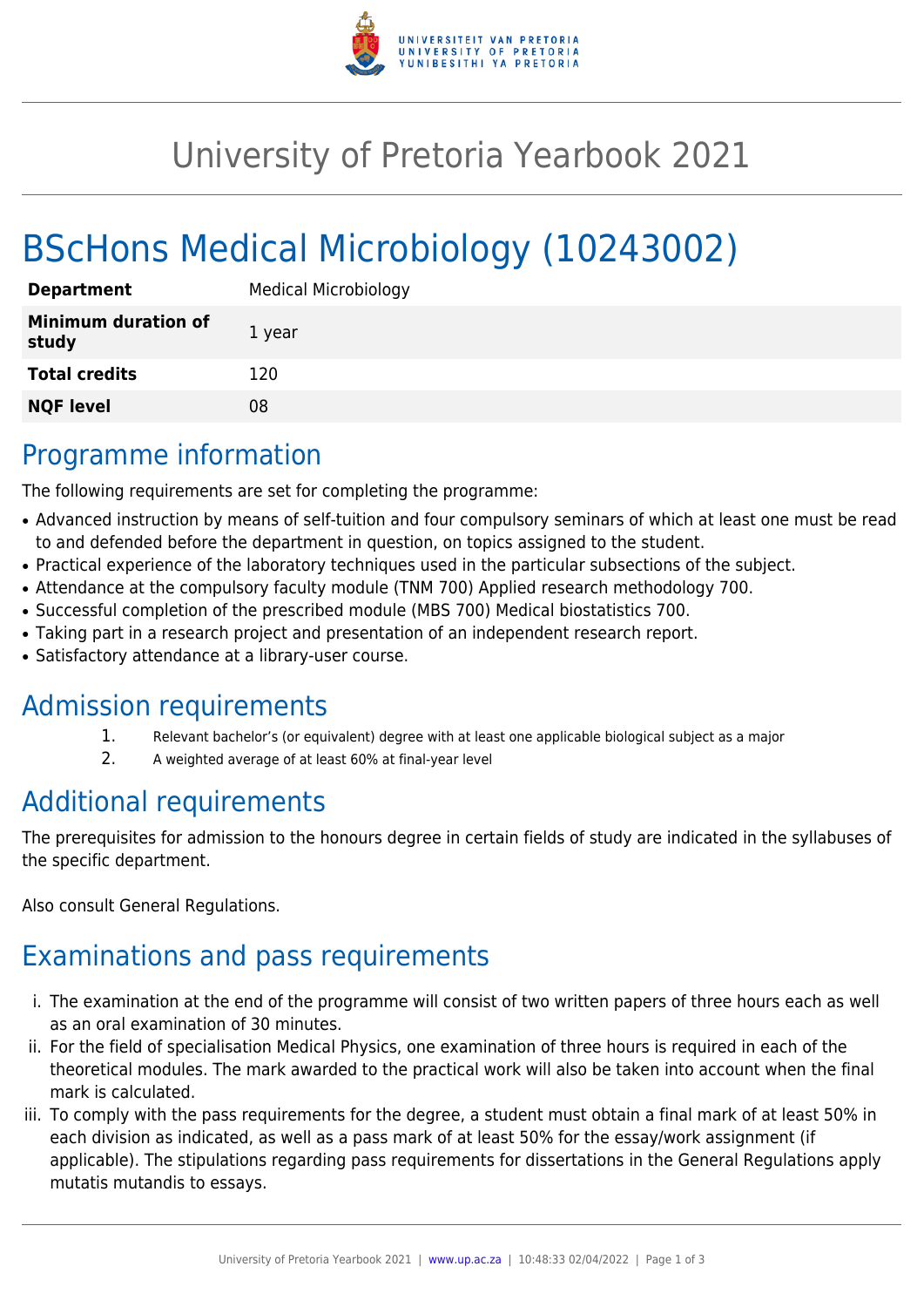# University of Pretoria Yearbook 2021

# BScHons Medical Microbiology (10243002)

| | |
|---|---|
| **Department** | Medical Microbiology |
| **Minimum duration of study** | 1 year |
| **Total credits** | 120 |
| **NQF level** | 08 |

## Programme information

The following requirements are set for completing the programme:

- Advanced instruction by means of self-tuition and four compulsory seminars of which at least one must be read to and defended before the department in question, on topics assigned to the student.
- Practical experience of the laboratory techniques used in the particular subsections of the subject.
- Attendance at the compulsory faculty module (TNM 700) Applied research methodology 700.
- Successful completion of the prescribed module (MBS 700) Medical biostatistics 700.
- Taking part in a research project and presentation of an independent research report.
- Satisfactory attendance at a library-user course.

## Admission requirements

1. Relevant bachelor's (or equivalent) degree with at least one applicable biological subject as a major
2. A weighted average of at least 60% at final-year level

## Additional requirements

The prerequisites for admission to the honours degree in certain fields of study are indicated in the syllabuses of the specific department.

Also consult General Regulations.

## Examinations and pass requirements

i. The examination at the end of the programme will consist of two written papers of three hours each as well as an oral examination of 30 minutes.

ii. For the field of specialisation Medical Physics, one examination of three hours is required in each of the theoretical modules. The mark awarded to the practical work will also be taken into account when the final mark is calculated.

iii. To comply with the pass requirements for the degree, a student must obtain a final mark of at least 50% in each division as indicated, as well as a pass mark of at least 50% for the essay/work assignment (if applicable). The stipulations regarding pass requirements for dissertations in the General Regulations apply mutatis mutandis to essays.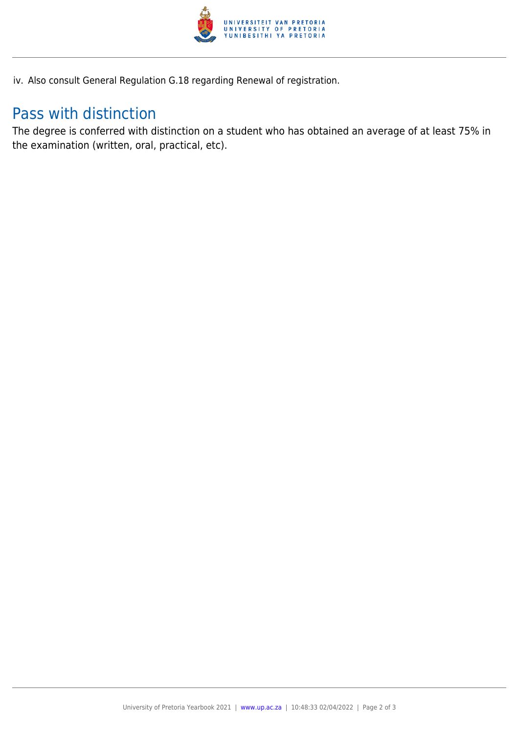iv. Also consult General Regulation G.18 regarding Renewal of registration.

## Pass with distinction

The degree is conferred with distinction on a student who has obtained an average of at least 75% in the examination (written, oral, practical, etc).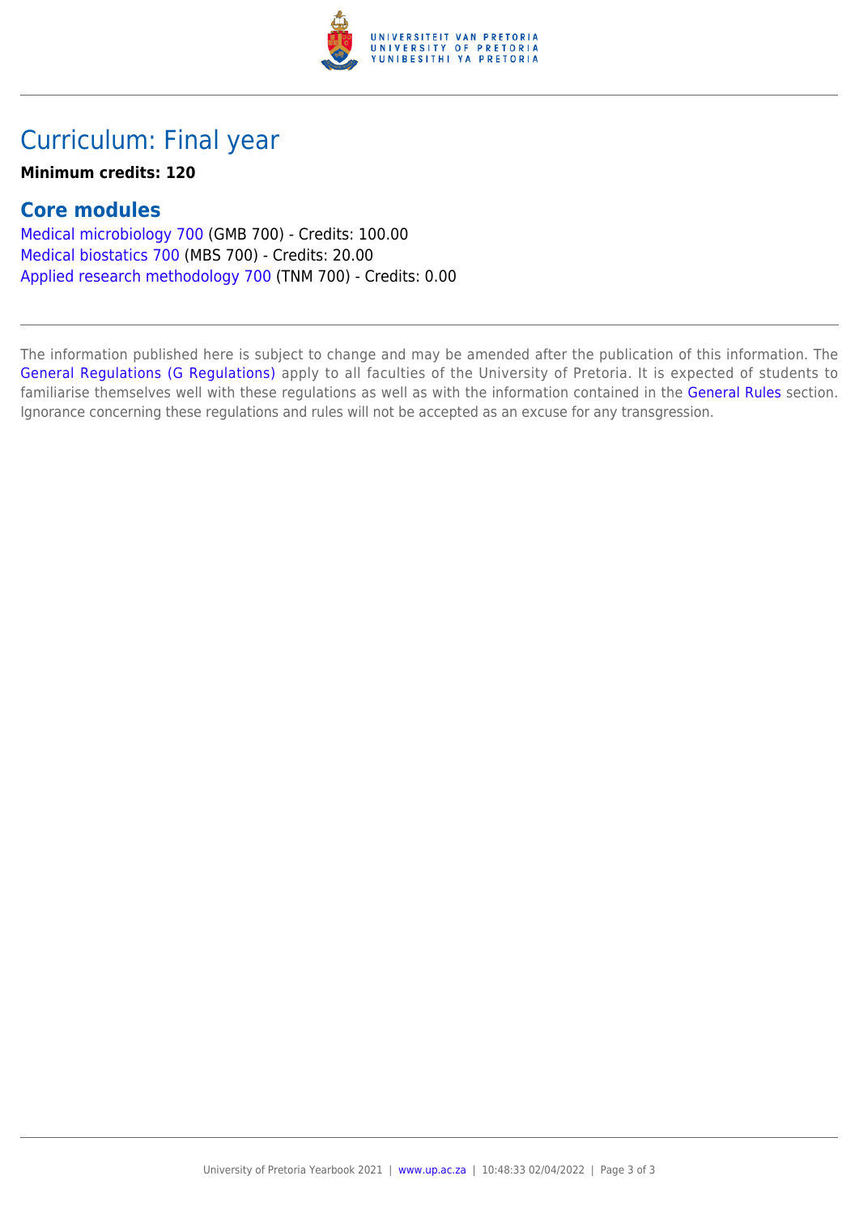# Curriculum: Final year

**Minimum credits: 120**

## Core modules

Medical microbiology 700 (GMB 700) - Credits: 100.00
Medical biostatics 700 (MBS 700) - Credits: 20.00
Applied research methodology 700 (TNM 700) - Credits: 0.00

The information published here is subject to change and may be amended after the publication of this information. The General Regulations (G Regulations) apply to all faculties of the University of Pretoria. It is expected of students to familiarise themselves well with these regulations as well as with the information contained in the General Rules section. Ignorance concerning these regulations and rules will not be accepted as an excuse for any transgression.